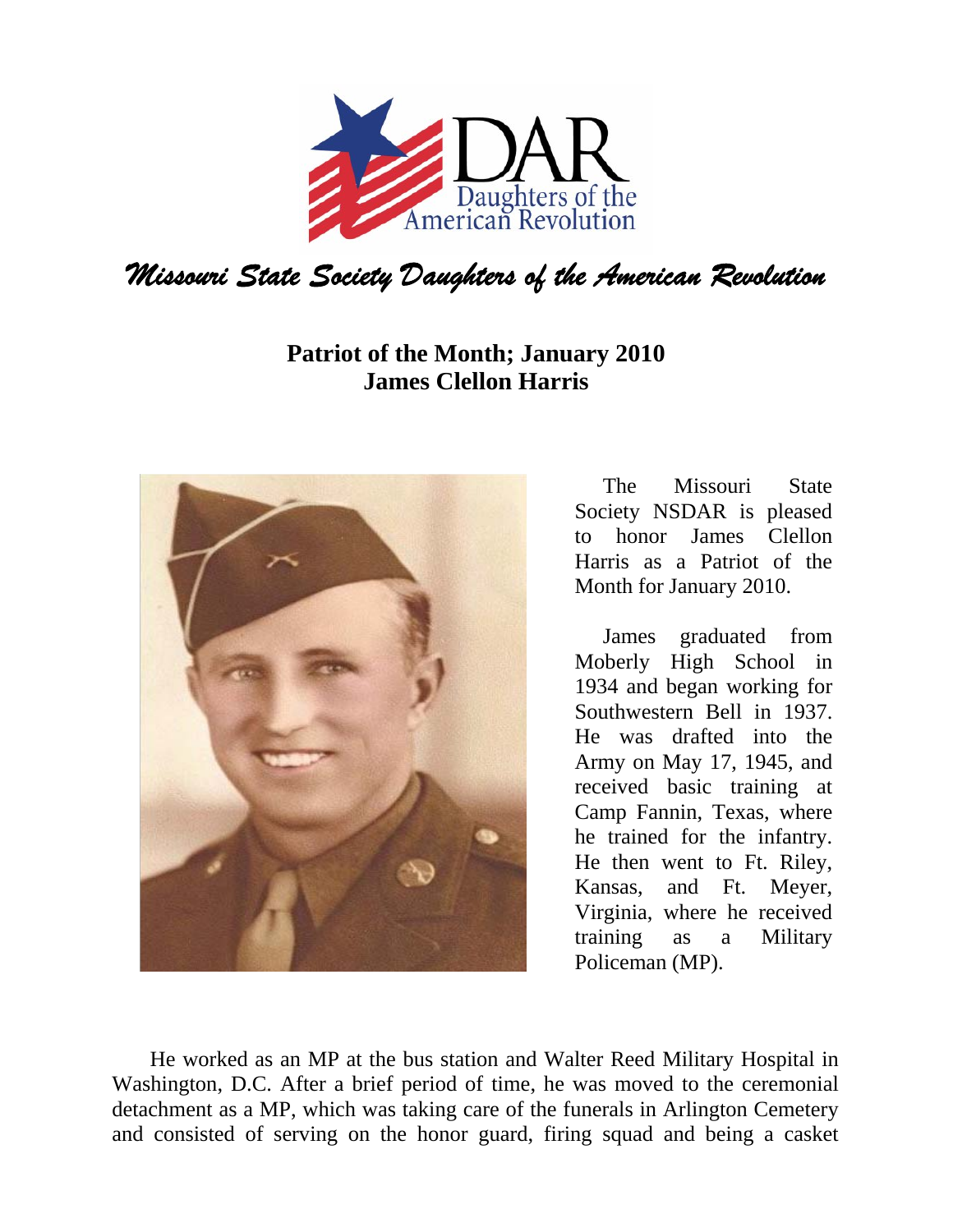# Missouri State Society Daughters of the American Revolution

## Patriot of the Month; January 2010
## James Clellon Harris

The Missouri State Society NSDAR is pleased to honor James Clellon Harris as a Patriot of the Month for January 2010.

James graduated from Moberly High School in 1934 and began working for Southwestern Bell in 1937. He was drafted into the Army on May 17, 1945, and received basic training at Camp Fannin, Texas, where he trained for the infantry. He then went to Ft. Riley, Kansas, and Ft. Meyer, Virginia, where he received training as a Military Policeman (MP).

He worked as an MP at the bus station and Walter Reed Military Hospital in Washington, D.C. After a brief period of time, he was moved to the ceremonial detachment as a MP, which was taking care of the funerals in Arlington Cemetery and consisted of serving on the honor guard, firing squad and being a casket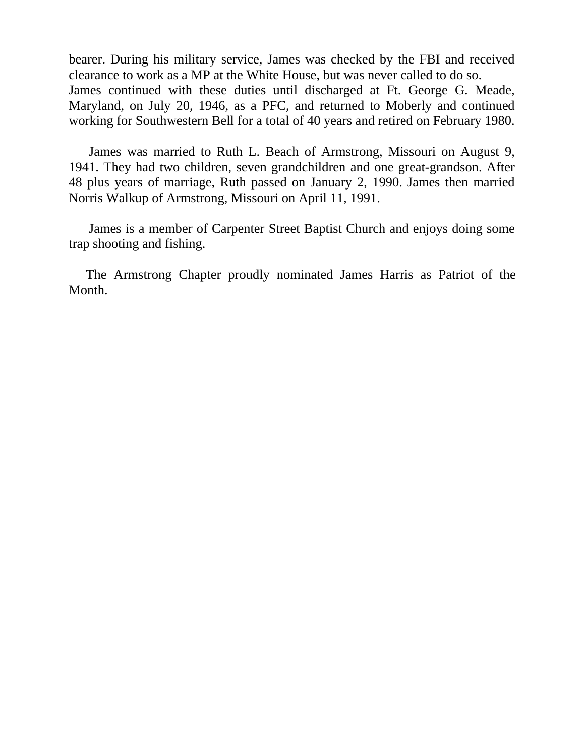bearer. During his military service, James was checked by the FBI and received clearance to work as a MP at the White House, but was never called to do so.
James continued with these duties until discharged at Ft. George G. Meade, Maryland, on July 20, 1946, as a PFC, and returned to Moberly and continued working for Southwestern Bell for a total of 40 years and retired on February 1980.

James was married to Ruth L. Beach of Armstrong, Missouri on August 9, 1941. They had two children, seven grandchildren and one great-grandson. After 48 plus years of marriage, Ruth passed on January 2, 1990. James then married Norris Walkup of Armstrong, Missouri on April 11, 1991.

James is a member of Carpenter Street Baptist Church and enjoys doing some trap shooting and fishing.

The Armstrong Chapter proudly nominated James Harris as Patriot of the Month.